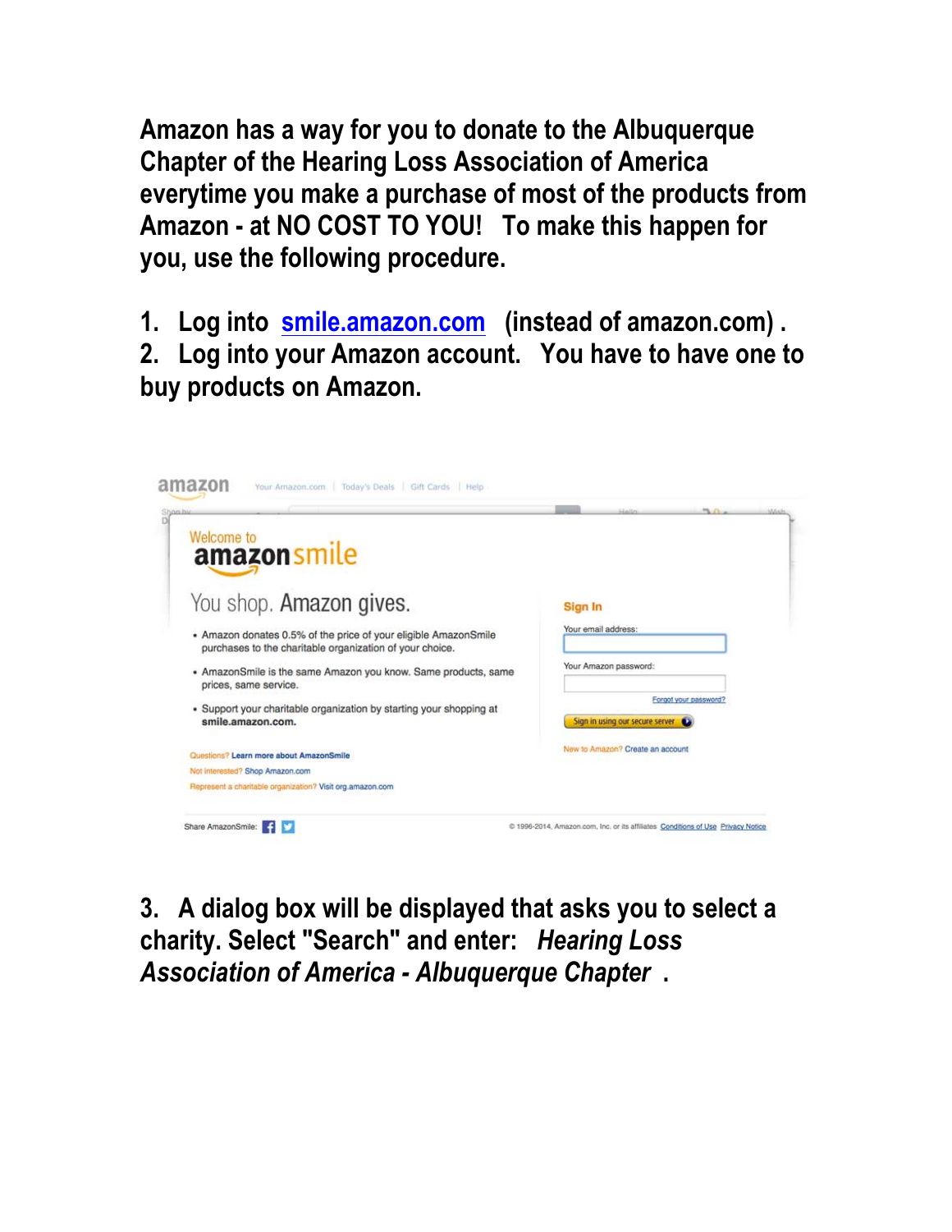**Amazon has a way for you to donate to the Albuquerque Chapter of the Hearing Loss Association of America everytime you make a purchase of most of the products from Amazon - at NO COST TO YOU! To make this happen for you, use the following procedure.**

1. **Log into smile.amazon.com (instead of amazon.com) .**
2. **Log into your Amazon account. You have to have one to buy products on Amazon.**

Welcome to amazonsmile

You shop. Amazon gives.

- Amazon donates 0.5% of the price of your eligible AmazonSmile purchases to the charitable organization of your choice.
- AmazonSmile is the same Amazon you know. Same products, same prices, same service.
- Support your charitable organization by starting your shopping at **smile.amazon.com.**

Questions? Learn more about AmazonSmile
Not interested? Shop Amazon.com
Represent a charitable organization? Visit org.amazon.com

Sign In

Your email address:

Your Amazon password:

Forgot your password?

Sign in using our secure server

New to Amazon? Create an account

Share AmazonSmile:

© 1996-2014, Amazon.com, Inc. or its affiliates Conditions of Use Privacy Notice

3. **A dialog box will be displayed that asks you to select a charity. Select "Search" and enter: *Hearing Loss Association of America - Albuquerque Chapter* .**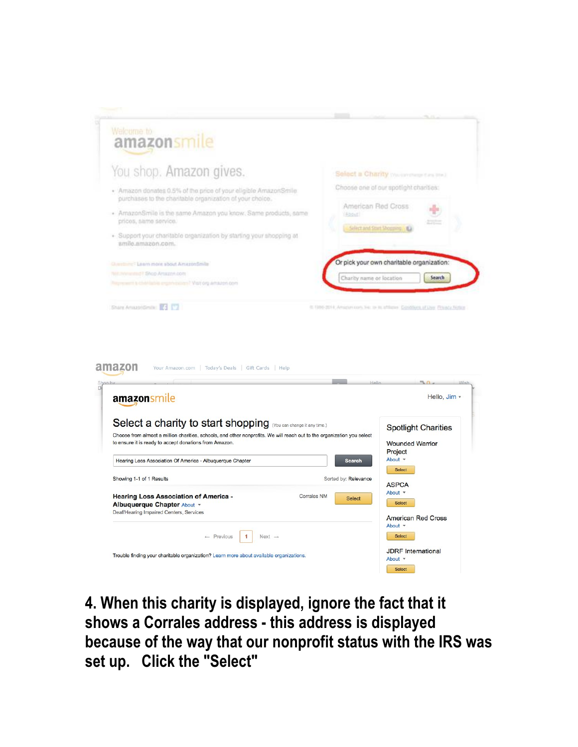Welcome to

amazonsmile

You shop. Amazon gives.

- Amazon donates 0.5% of the price of your eligible AmazonSmile purchases to the charitable organization of your choice.
- AmazonSmile is the same Amazon you know. Same products, same prices, same service.
- Support your charitable organization by starting your shopping at smile.amazon.com.

Select a Charity (You can change it any time.)

Choose one of our spotlight charities:

American Red Cross

Select and Start Shopping

Or pick your own charitable organization:

Charity name or location — Search

amazonsmile

Hello, Jim

Select a charity to start shopping (You can change it any time.)

Choose from almost a million charities, schools, and other nonprofits. We will reach out to the organization you select to ensure it is ready to accept donations from Amazon.

Hearing Loss Association Of America - Albuquerque Chapter — Search

Showing 1-1 of 1 Results — Sorted by: Relevance

**Hearing Loss Association of America - Albuquerque Chapter** About — Corrales NM — Select

Deaf/Hearing Impaired Centers, Services

← Previous 1 Next →

Trouble finding your charitable organization? Learn more about available organizations.

Spotlight Charities

- Wounded Warrior Project — About — Select
- ASPCA — About — Select
- American Red Cross — About — Select
- JDRF International — About — Select

**4. When this charity is displayed, ignore the fact that it shows a Corrales address - this address is displayed because of the way that our nonprofit status with the IRS was set up. Click the "Select"**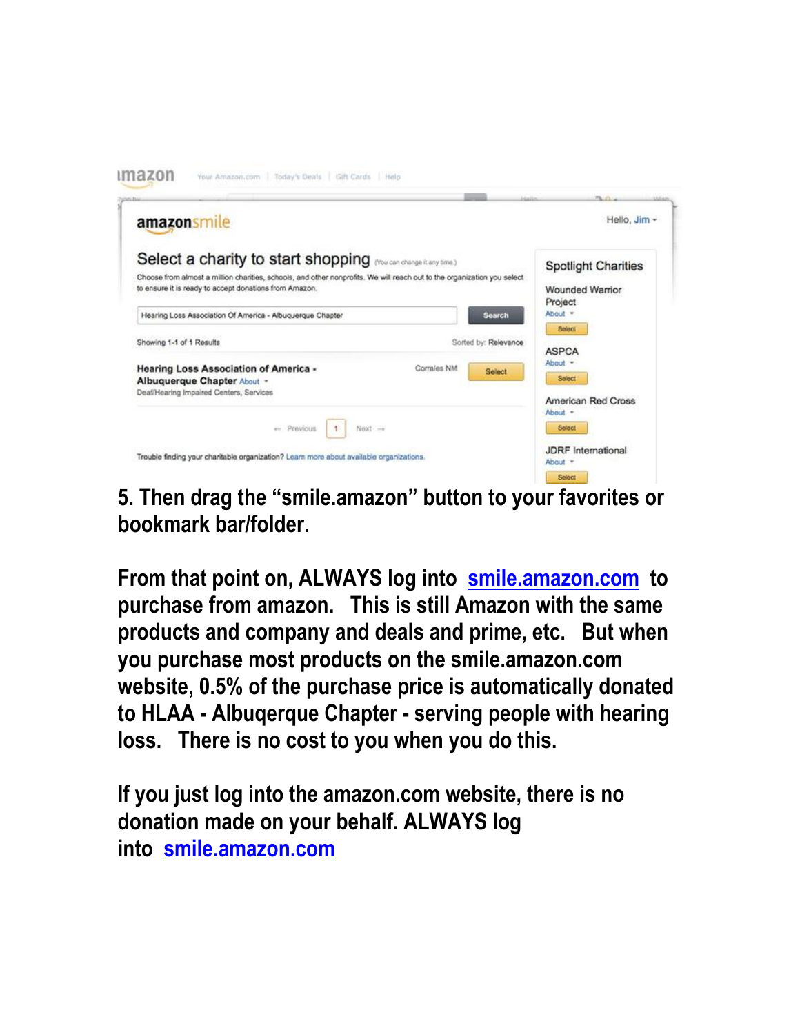**5. Then drag the "smile.amazon" button to your favorites or bookmark bar/folder.**

**From that point on, ALWAYS log into [smile.amazon.com](http://smile.amazon.com) to purchase from amazon. This is still Amazon with the same products and company and deals and prime, etc. But when you purchase most products on the smile.amazon.com website, 0.5% of the purchase price is automatically donated to HLAA - Albuqerque Chapter - serving people with hearing loss. There is no cost to you when you do this.**

**If you just log into the amazon.com website, there is no donation made on your behalf. ALWAYS log into [smile.amazon.com](http://smile.amazon.com)**